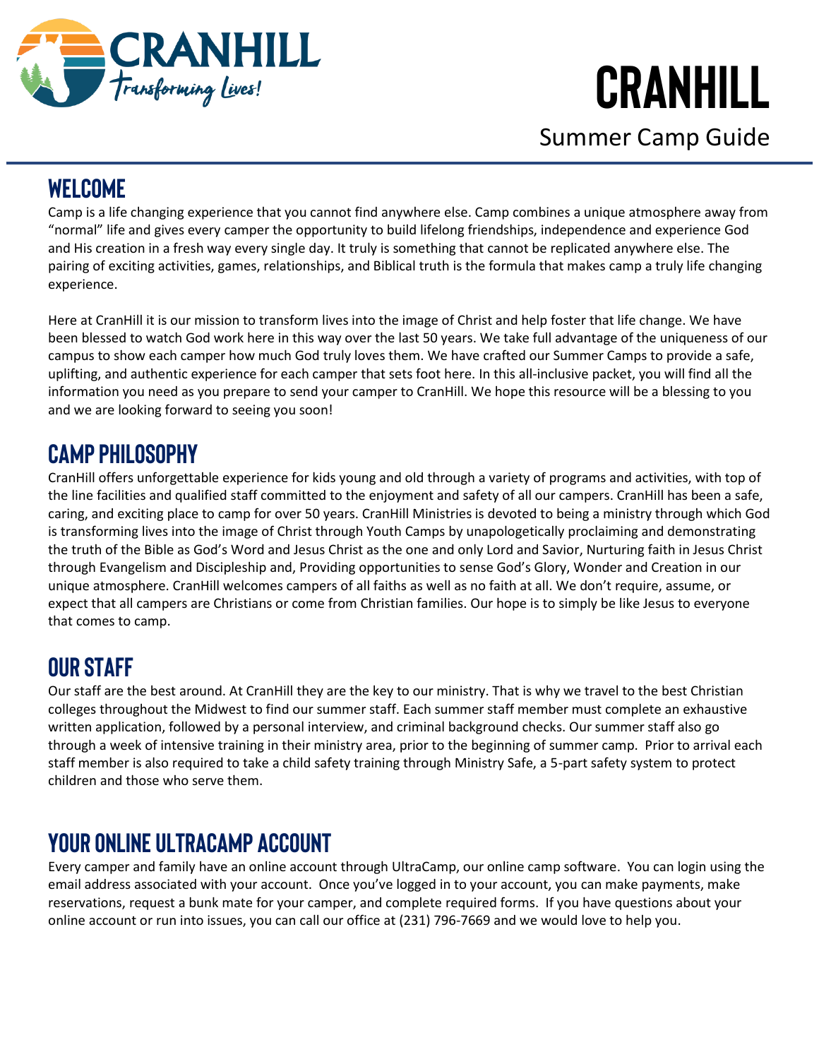# CRANHILL

Summer Camp Guide

## WELCOME

Camp is a life changing experience that you cannot find anywhere else. Camp combines a unique atmosphere away from "normal" life and gives every camper the opportunity to build lifelong friendships, independence and experience God and His creation in a fresh way every single day. It truly is something that cannot be replicated anywhere else. The pairing of exciting activities, games, relationships, and Biblical truth is the formula that makes camp a truly life changing experience.

Here at CranHill it is our mission to transform lives into the image of Christ and help foster that life change. We have been blessed to watch God work here in this way over the last 50 years. We take full advantage of the uniqueness of our campus to show each camper how much God truly loves them. We have crafted our Summer Camps to provide a safe, uplifting, and authentic experience for each camper that sets foot here. In this all-inclusive packet, you will find all the information you need as you prepare to send your camper to CranHill. We hope this resource will be a blessing to you and we are looking forward to seeing you soon!

## CAMP PHILOSOPHY

CranHill offers unforgettable experience for kids young and old through a variety of programs and activities, with top of the line facilities and qualified staff committed to the enjoyment and safety of all our campers. CranHill has been a safe, caring, and exciting place to camp for over 50 years. CranHill Ministries is devoted to being a ministry through which God is transforming lives into the image of Christ through Youth Camps by unapologetically proclaiming and demonstrating the truth of the Bible as God's Word and Jesus Christ as the one and only Lord and Savior, Nurturing faith in Jesus Christ through Evangelism and Discipleship and, Providing opportunities to sense God's Glory, Wonder and Creation in our unique atmosphere. CranHill welcomes campers of all faiths as well as no faith at all. We don't require, assume, or expect that all campers are Christians or come from Christian families. Our hope is to simply be like Jesus to everyone that comes to camp.

## OUR STAFF

Our staff are the best around. At CranHill they are the key to our ministry. That is why we travel to the best Christian colleges throughout the Midwest to find our summer staff. Each summer staff member must complete an exhaustive written application, followed by a personal interview, and criminal background checks. Our summer staff also go through a week of intensive training in their ministry area, prior to the beginning of summer camp. Prior to arrival each staff member is also required to take a child safety training through Ministry Safe, a 5-part safety system to protect children and those who serve them.

## YOUR ONLINE ULTRACAMP ACCOUNT

Every camper and family have an online account through UltraCamp, our online camp software. You can login using the email address associated with your account. Once you've logged in to your account, you can make payments, make reservations, request a bunk mate for your camper, and complete required forms. If you have questions about your online account or run into issues, you can call our office at (231) 796-7669 and we would love to help you.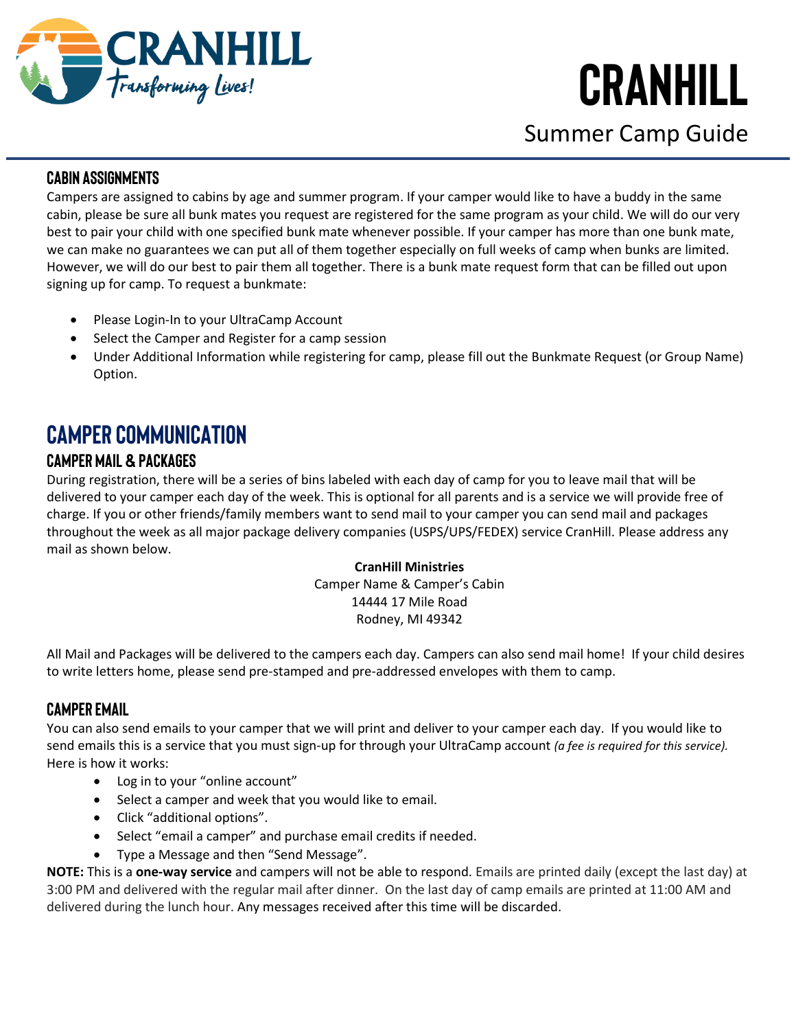# CRANHILL

## Summer Camp Guide

### CABIN ASSIGNMENTS

Campers are assigned to cabins by age and summer program. If your camper would like to have a buddy in the same cabin, please be sure all bunk mates you request are registered for the same program as your child. We will do our very best to pair your child with one specified bunk mate whenever possible. If your camper has more than one bunk mate, we can make no guarantees we can put all of them together especially on full weeks of camp when bunks are limited. However, we will do our best to pair them all together. There is a bunk mate request form that can be filled out upon signing up for camp. To request a bunkmate:

- Please Login-In to your UltraCamp Account
- Select the Camper and Register for a camp session
- Under Additional Information while registering for camp, please fill out the Bunkmate Request (or Group Name) Option.

## CAMPER COMMUNICATION

### CAMPER MAIL & PACKAGES

During registration, there will be a series of bins labeled with each day of camp for you to leave mail that will be delivered to your camper each day of the week. This is optional for all parents and is a service we will provide free of charge. If you or other friends/family members want to send mail to your camper you can send mail and packages throughout the week as all major package delivery companies (USPS/UPS/FEDEX) service CranHill. Please address any mail as shown below.

**CranHill Ministries**
Camper Name & Camper's Cabin
14444 17 Mile Road
Rodney, MI 49342

All Mail and Packages will be delivered to the campers each day. Campers can also send mail home! If your child desires to write letters home, please send pre-stamped and pre-addressed envelopes with them to camp.

### CAMPER EMAIL

You can also send emails to your camper that we will print and deliver to your camper each day. If you would like to send emails this is a service that you must sign-up for through your UltraCamp account *(a fee is required for this service).* Here is how it works:

- Log in to your "online account"
- Select a camper and week that you would like to email.
- Click "additional options".
- Select "email a camper" and purchase email credits if needed.
- Type a Message and then "Send Message".

**NOTE:** This is a **one-way service** and campers will not be able to respond. Emails are printed daily (except the last day) at 3:00 PM and delivered with the regular mail after dinner. On the last day of camp emails are printed at 11:00 AM and delivered during the lunch hour. Any messages received after this time will be discarded.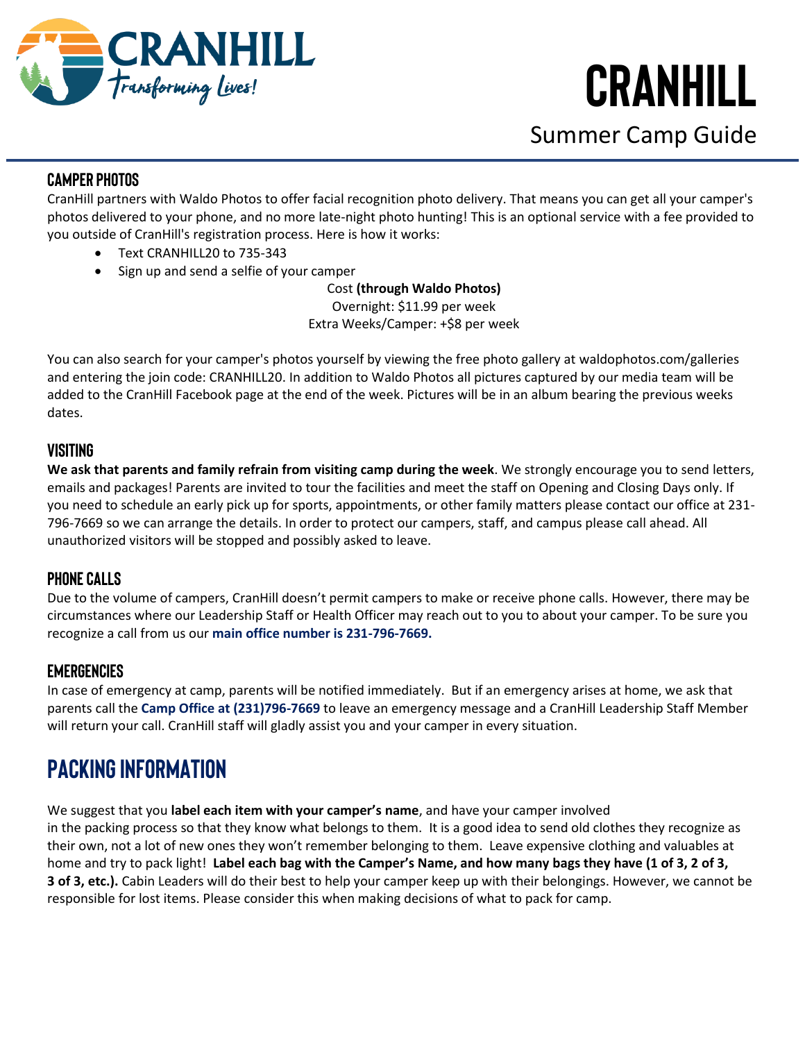# CRANHILL

## Summer Camp Guide

### CAMPER PHOTOS

CranHill partners with Waldo Photos to offer facial recognition photo delivery. That means you can get all your camper's photos delivered to your phone, and no more late-night photo hunting! This is an optional service with a fee provided to you outside of CranHill's registration process. Here is how it works:

- Text CRANHILL20 to 735-343
- Sign up and send a selfie of your camper

Cost **(through Waldo Photos)**
Overnight: $11.99 per week
Extra Weeks/Camper: +$8 per week

You can also search for your camper's photos yourself by viewing the free photo gallery at waldophotos.com/galleries and entering the join code: CRANHILL20. In addition to Waldo Photos all pictures captured by our media team will be added to the CranHill Facebook page at the end of the week. Pictures will be in an album bearing the previous weeks dates.

### VISITING

**We ask that parents and family refrain from visiting camp during the week**. We strongly encourage you to send letters, emails and packages! Parents are invited to tour the facilities and meet the staff on Opening and Closing Days only. If you need to schedule an early pick up for sports, appointments, or other family matters please contact our office at 231-796-7669 so we can arrange the details. In order to protect our campers, staff, and campus please call ahead. All unauthorized visitors will be stopped and possibly asked to leave.

### PHONE CALLS

Due to the volume of campers, CranHill doesn't permit campers to make or receive phone calls. However, there may be circumstances where our Leadership Staff or Health Officer may reach out to you to about your camper. To be sure you recognize a call from us our **main office number is 231-796-7669.**

### EMERGENCIES

In case of emergency at camp, parents will be notified immediately. But if an emergency arises at home, we ask that parents call the **Camp Office at (231)796-7669** to leave an emergency message and a CranHill Leadership Staff Member will return your call. CranHill staff will gladly assist you and your camper in every situation.

## PACKING INFORMATION

We suggest that you **label each item with your camper's name**, and have your camper involved in the packing process so that they know what belongs to them. It is a good idea to send old clothes they recognize as their own, not a lot of new ones they won't remember belonging to them. Leave expensive clothing and valuables at home and try to pack light! **Label each bag with the Camper's Name, and how many bags they have (1 of 3, 2 of 3, 3 of 3, etc.).** Cabin Leaders will do their best to help your camper keep up with their belongings. However, we cannot be responsible for lost items. Please consider this when making decisions of what to pack for camp.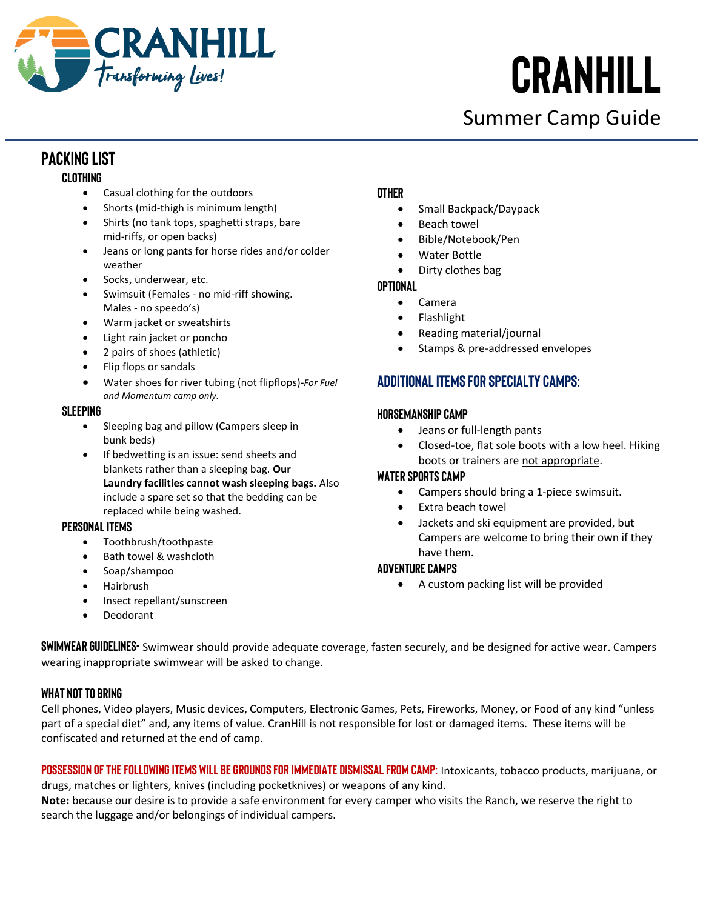# CRANHILL

Summer Camp Guide

## PACKING LIST

### CLOTHING

- Casual clothing for the outdoors
- Shorts (mid-thigh is minimum length)
- Shirts (no tank tops, spaghetti straps, bare mid-riffs, or open backs)
- Jeans or long pants for horse rides and/or colder weather
- Socks, underwear, etc.
- Swimsuit (Females - no mid-riff showing. Males - no speedo's)
- Warm jacket or sweatshirts
- Light rain jacket or poncho
- 2 pairs of shoes (athletic)
- Flip flops or sandals
- Water shoes for river tubing (not flipflops)-*For Fuel and Momentum camp only.*

### SLEEPING

- Sleeping bag and pillow (Campers sleep in bunk beds)
- If bedwetting is an issue: send sheets and blankets rather than a sleeping bag. **Our Laundry facilities cannot wash sleeping bags.** Also include a spare set so that the bedding can be replaced while being washed.

### PERSONAL ITEMS

- Toothbrush/toothpaste
- Bath towel & washcloth
- Soap/shampoo
- Hairbrush
- Insect repellant/sunscreen
- Deodorant

### OTHER

- Small Backpack/Daypack
- Beach towel
- Bible/Notebook/Pen
- Water Bottle
- Dirty clothes bag

### OPTIONAL

- Camera
- Flashlight
- Reading material/journal
- Stamps & pre-addressed envelopes

## ADDITIONAL ITEMS FOR SPECIALTY CAMPS:

### HORSEMANSHIP CAMP

- Jeans or full-length pants
- Closed-toe, flat sole boots with a low heel. Hiking boots or trainers are not appropriate.

### WATER SPORTS CAMP

- Campers should bring a 1-piece swimsuit.
- Extra beach towel
- Jackets and ski equipment are provided, but Campers are welcome to bring their own if they have them.

### ADVENTURE CAMPS

- A custom packing list will be provided

**SWIMWEAR GUIDELINES-** Swimwear should provide adequate coverage, fasten securely, and be designed for active wear. Campers wearing inappropriate swimwear will be asked to change.

### WHAT NOT TO BRING

Cell phones, Video players, Music devices, Computers, Electronic Games, Pets, Fireworks, Money, or Food of any kind "unless part of a special diet" and, any items of value. CranHill is not responsible for lost or damaged items. These items will be confiscated and returned at the end of camp.

**POSSESSION OF THE FOLLOWING ITEMS WILL BE GROUNDS FOR IMMEDIATE DISMISSAL FROM CAMP:** Intoxicants, tobacco products, marijuana, or drugs, matches or lighters, knives (including pocketknives) or weapons of any kind.

**Note:** because our desire is to provide a safe environment for every camper who visits the Ranch, we reserve the right to search the luggage and/or belongings of individual campers.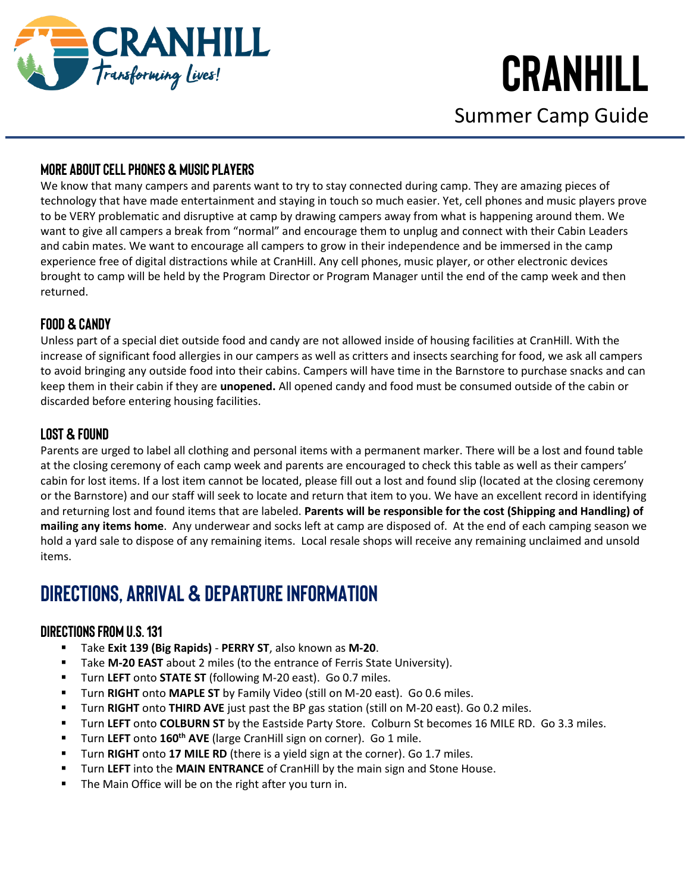### MORE ABOUT CELL PHONES & MUSIC PLAYERS

We know that many campers and parents want to try to stay connected during camp. They are amazing pieces of technology that have made entertainment and staying in touch so much easier. Yet, cell phones and music players prove to be VERY problematic and disruptive at camp by drawing campers away from what is happening around them. We want to give all campers a break from "normal" and encourage them to unplug and connect with their Cabin Leaders and cabin mates. We want to encourage all campers to grow in their independence and be immersed in the camp experience free of digital distractions while at CranHill. Any cell phones, music player, or other electronic devices brought to camp will be held by the Program Director or Program Manager until the end of the camp week and then returned.

### FOOD & CANDY

Unless part of a special diet outside food and candy are not allowed inside of housing facilities at CranHill. With the increase of significant food allergies in our campers as well as critters and insects searching for food, we ask all campers to avoid bringing any outside food into their cabins. Campers will have time in the Barnstore to purchase snacks and can keep them in their cabin if they are **unopened.** All opened candy and food must be consumed outside of the cabin or discarded before entering housing facilities.

### LOST & FOUND

Parents are urged to label all clothing and personal items with a permanent marker. There will be a lost and found table at the closing ceremony of each camp week and parents are encouraged to check this table as well as their campers' cabin for lost items. If a lost item cannot be located, please fill out a lost and found slip (located at the closing ceremony or the Barnstore) and our staff will seek to locate and return that item to you. We have an excellent record in identifying and returning lost and found items that are labeled. **Parents will be responsible for the cost (Shipping and Handling) of mailing any items home**. Any underwear and socks left at camp are disposed of. At the end of each camping season we hold a yard sale to dispose of any remaining items. Local resale shops will receive any remaining unclaimed and unsold items.

## DIRECTIONS, ARRIVAL & DEPARTURE INFORMATION

### DIRECTIONS FROM U.S. 131

- Take **Exit 139 (Big Rapids)** - **PERRY ST**, also known as **M-20**.
- Take **M-20 EAST** about 2 miles (to the entrance of Ferris State University).
- Turn **LEFT** onto **STATE ST** (following M-20 east). Go 0.7 miles.
- Turn **RIGHT** onto **MAPLE ST** by Family Video (still on M-20 east). Go 0.6 miles.
- Turn **RIGHT** onto **THIRD AVE** just past the BP gas station (still on M-20 east). Go 0.2 miles.
- Turn **LEFT** onto **COLBURN ST** by the Eastside Party Store. Colburn St becomes 16 MILE RD. Go 3.3 miles.
- Turn **LEFT** onto **160th AVE** (large CranHill sign on corner). Go 1 mile.
- Turn **RIGHT** onto **17 MILE RD** (there is a yield sign at the corner). Go 1.7 miles.
- Turn **LEFT** into the **MAIN ENTRANCE** of CranHill by the main sign and Stone House.
- The Main Office will be on the right after you turn in.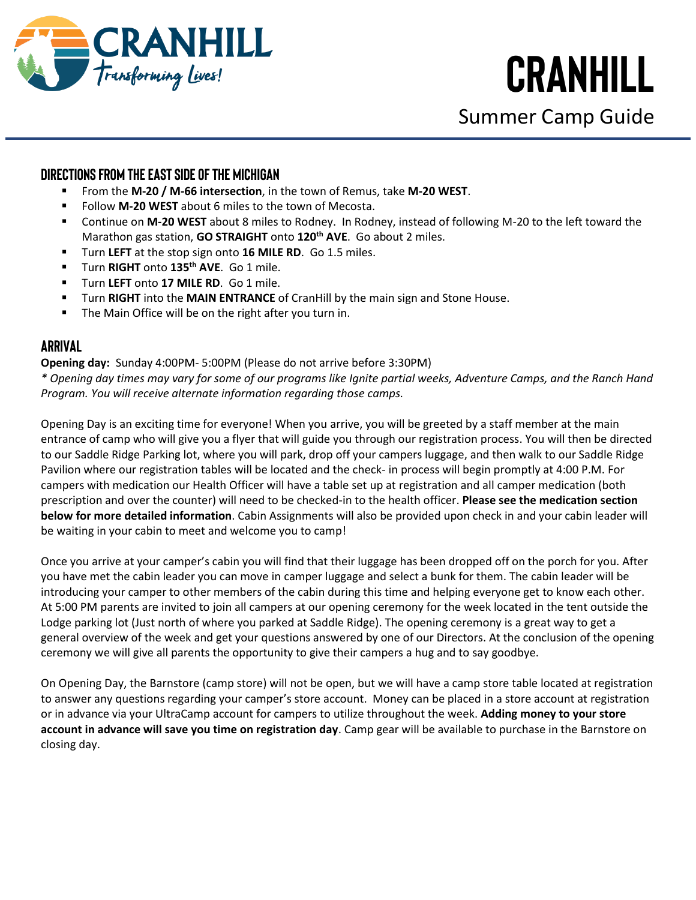# CRANHILL

## Summer Camp Guide

### DIRECTIONS FROM THE EAST SIDE OF THE MICHIGAN

- From the **M-20 / M-66 intersection**, in the town of Remus, take **M-20 WEST**.
- Follow **M-20 WEST** about 6 miles to the town of Mecosta.
- Continue on **M-20 WEST** about 8 miles to Rodney. In Rodney, instead of following M-20 to the left toward the Marathon gas station, **GO STRAIGHT** onto **120th AVE**. Go about 2 miles.
- Turn **LEFT** at the stop sign onto **16 MILE RD**. Go 1.5 miles.
- Turn **RIGHT** onto **135th AVE**. Go 1 mile.
- Turn **LEFT** onto **17 MILE RD**. Go 1 mile.
- Turn **RIGHT** into the **MAIN ENTRANCE** of CranHill by the main sign and Stone House.
- The Main Office will be on the right after you turn in.

### ARRIVAL

**Opening day:** Sunday 4:00PM- 5:00PM (Please do not arrive before 3:30PM)
*\* Opening day times may vary for some of our programs like Ignite partial weeks, Adventure Camps, and the Ranch Hand Program. You will receive alternate information regarding those camps.*

Opening Day is an exciting time for everyone! When you arrive, you will be greeted by a staff member at the main entrance of camp who will give you a flyer that will guide you through our registration process. You will then be directed to our Saddle Ridge Parking lot, where you will park, drop off your campers luggage, and then walk to our Saddle Ridge Pavilion where our registration tables will be located and the check- in process will begin promptly at 4:00 P.M. For campers with medication our Health Officer will have a table set up at registration and all camper medication (both prescription and over the counter) will need to be checked-in to the health officer. **Please see the medication section below for more detailed information**. Cabin Assignments will also be provided upon check in and your cabin leader will be waiting in your cabin to meet and welcome you to camp!

Once you arrive at your camper's cabin you will find that their luggage has been dropped off on the porch for you. After you have met the cabin leader you can move in camper luggage and select a bunk for them. The cabin leader will be introducing your camper to other members of the cabin during this time and helping everyone get to know each other. At 5:00 PM parents are invited to join all campers at our opening ceremony for the week located in the tent outside the Lodge parking lot (Just north of where you parked at Saddle Ridge). The opening ceremony is a great way to get a general overview of the week and get your questions answered by one of our Directors. At the conclusion of the opening ceremony we will give all parents the opportunity to give their campers a hug and to say goodbye.

On Opening Day, the Barnstore (camp store) will not be open, but we will have a camp store table located at registration to answer any questions regarding your camper's store account. Money can be placed in a store account at registration or in advance via your UltraCamp account for campers to utilize throughout the week. **Adding money to your store account in advance will save you time on registration day**. Camp gear will be available to purchase in the Barnstore on closing day.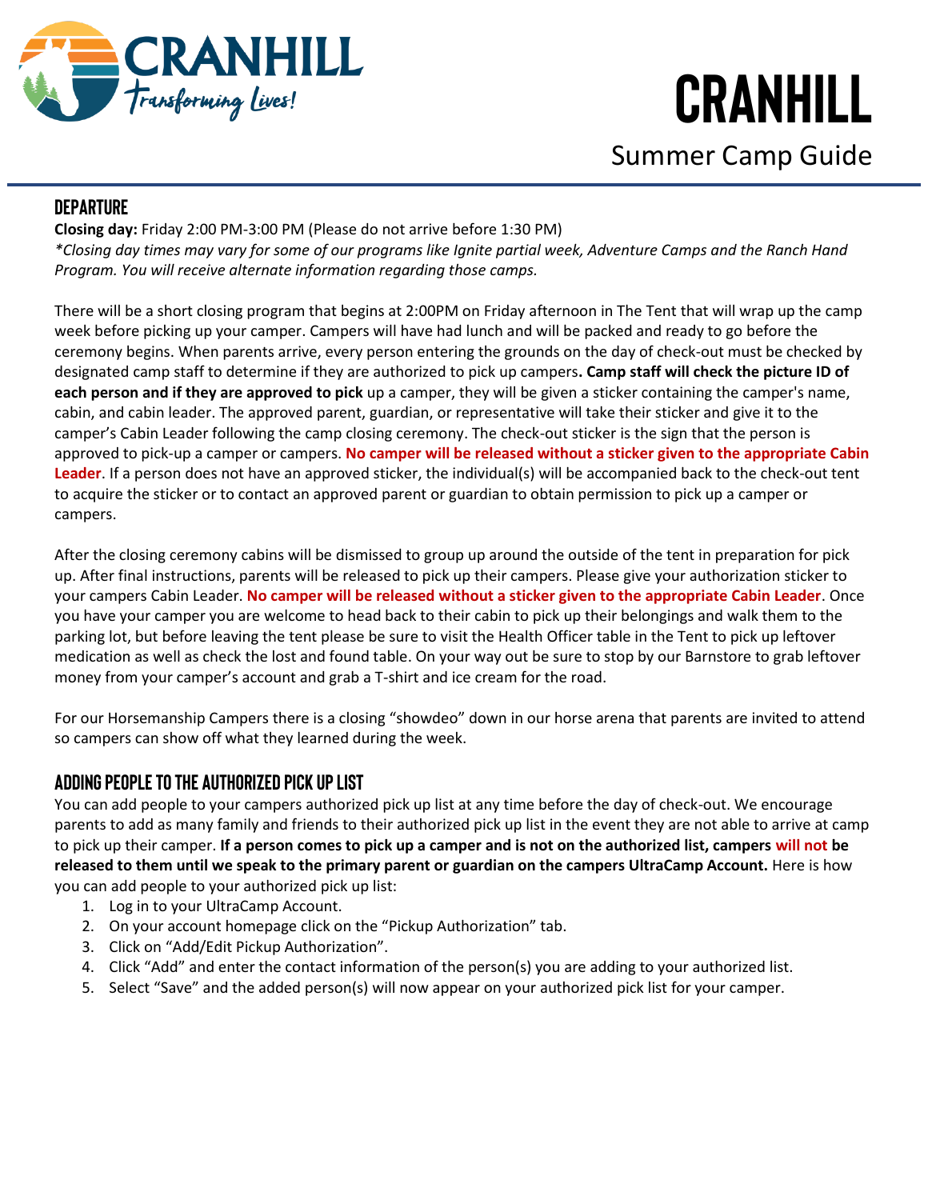# CRANHILL

## Summer Camp Guide

### DEPARTURE

**Closing day:** Friday 2:00 PM-3:00 PM (Please do not arrive before 1:30 PM)
*\*Closing day times may vary for some of our programs like Ignite partial week, Adventure Camps and the Ranch Hand Program. You will receive alternate information regarding those camps.*

There will be a short closing program that begins at 2:00PM on Friday afternoon in The Tent that will wrap up the camp week before picking up your camper. Campers will have had lunch and will be packed and ready to go before the ceremony begins. When parents arrive, every person entering the grounds on the day of check-out must be checked by designated camp staff to determine if they are authorized to pick up campers**. Camp staff will check the picture ID of each person and if they are approved to pick** up a camper, they will be given a sticker containing the camper's name, cabin, and cabin leader. The approved parent, guardian, or representative will take their sticker and give it to the camper's Cabin Leader following the camp closing ceremony. The check-out sticker is the sign that the person is approved to pick-up a camper or campers. **No camper will be released without a sticker given to the appropriate Cabin Leader**. If a person does not have an approved sticker, the individual(s) will be accompanied back to the check-out tent to acquire the sticker or to contact an approved parent or guardian to obtain permission to pick up a camper or campers.

After the closing ceremony cabins will be dismissed to group up around the outside of the tent in preparation for pick up. After final instructions, parents will be released to pick up their campers. Please give your authorization sticker to your campers Cabin Leader. **No camper will be released without a sticker given to the appropriate Cabin Leader**. Once you have your camper you are welcome to head back to their cabin to pick up their belongings and walk them to the parking lot, but before leaving the tent please be sure to visit the Health Officer table in the Tent to pick up leftover medication as well as check the lost and found table. On your way out be sure to stop by our Barnstore to grab leftover money from your camper's account and grab a T-shirt and ice cream for the road.

For our Horsemanship Campers there is a closing "showdeo" down in our horse arena that parents are invited to attend so campers can show off what they learned during the week.

### ADDING PEOPLE TO THE AUTHORIZED PICK UP LIST

You can add people to your campers authorized pick up list at any time before the day of check-out. We encourage parents to add as many family and friends to their authorized pick up list in the event they are not able to arrive at camp to pick up their camper. **If a person comes to pick up a camper and is not on the authorized list, campers will not be released to them until we speak to the primary parent or guardian on the campers UltraCamp Account.** Here is how you can add people to your authorized pick up list:

1. Log in to your UltraCamp Account.
2. On your account homepage click on the "Pickup Authorization" tab.
3. Click on "Add/Edit Pickup Authorization".
4. Click "Add" and enter the contact information of the person(s) you are adding to your authorized list.
5. Select "Save" and the added person(s) will now appear on your authorized pick list for your camper.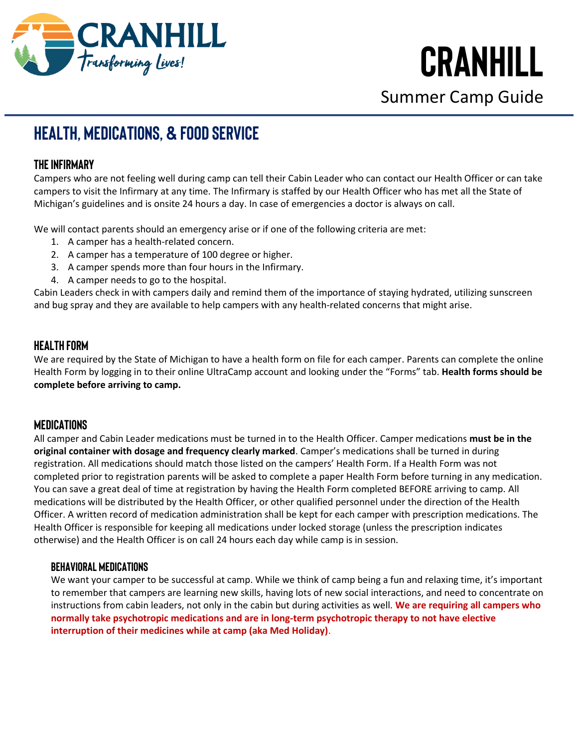## HEALTH, MEDICATIONS, & FOOD SERVICE

### THE INFIRMARY

Campers who are not feeling well during camp can tell their Cabin Leader who can contact our Health Officer or can take campers to visit the Infirmary at any time. The Infirmary is staffed by our Health Officer who has met all the State of Michigan's guidelines and is onsite 24 hours a day. In case of emergencies a doctor is always on call.

We will contact parents should an emergency arise or if one of the following criteria are met:

1. A camper has a health-related concern.
2. A camper has a temperature of 100 degree or higher.
3. A camper spends more than four hours in the Infirmary.
4. A camper needs to go to the hospital.

Cabin Leaders check in with campers daily and remind them of the importance of staying hydrated, utilizing sunscreen and bug spray and they are available to help campers with any health-related concerns that might arise.

### HEALTH FORM

We are required by the State of Michigan to have a health form on file for each camper. Parents can complete the online Health Form by logging in to their online UltraCamp account and looking under the "Forms" tab. **Health forms should be complete before arriving to camp.**

### MEDICATIONS

All camper and Cabin Leader medications must be turned in to the Health Officer. Camper medications **must be in the original container with dosage and frequency clearly marked**. Camper's medications shall be turned in during registration. All medications should match those listed on the campers' Health Form. If a Health Form was not completed prior to registration parents will be asked to complete a paper Health Form before turning in any medication. You can save a great deal of time at registration by having the Health Form completed BEFORE arriving to camp. All medications will be distributed by the Health Officer, or other qualified personnel under the direction of the Health Officer. A written record of medication administration shall be kept for each camper with prescription medications. The Health Officer is responsible for keeping all medications under locked storage (unless the prescription indicates otherwise) and the Health Officer is on call 24 hours each day while camp is in session.

#### BEHAVIORAL MEDICATIONS

We want your camper to be successful at camp. While we think of camp being a fun and relaxing time, it's important to remember that campers are learning new skills, having lots of new social interactions, and need to concentrate on instructions from cabin leaders, not only in the cabin but during activities as well. **We are requiring all campers who normally take psychotropic medications and are in long-term psychotropic therapy to not have elective interruption of their medicines while at camp (aka Med Holiday)**.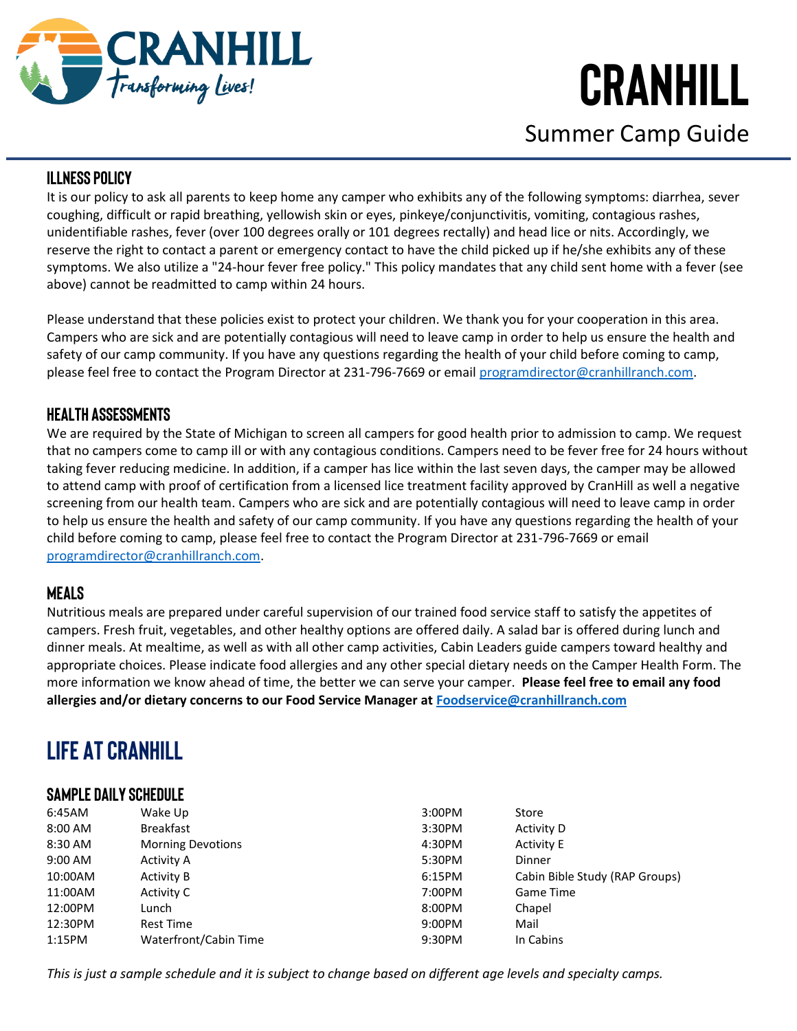# CRANHILL

## Summer Camp Guide

### ILLNESS POLICY

It is our policy to ask all parents to keep home any camper who exhibits any of the following symptoms: diarrhea, sever coughing, difficult or rapid breathing, yellowish skin or eyes, pinkeye/conjunctivitis, vomiting, contagious rashes, unidentifiable rashes, fever (over 100 degrees orally or 101 degrees rectally) and head lice or nits. Accordingly, we reserve the right to contact a parent or emergency contact to have the child picked up if he/she exhibits any of these symptoms. We also utilize a "24-hour fever free policy." This policy mandates that any child sent home with a fever (see above) cannot be readmitted to camp within 24 hours.

Please understand that these policies exist to protect your children. We thank you for your cooperation in this area. Campers who are sick and are potentially contagious will need to leave camp in order to help us ensure the health and safety of our camp community. If you have any questions regarding the health of your child before coming to camp, please feel free to contact the Program Director at 231-796-7669 or email programdirector@cranhillranch.com.

### HEALTH ASSESSMENTS

We are required by the State of Michigan to screen all campers for good health prior to admission to camp. We request that no campers come to camp ill or with any contagious conditions. Campers need to be fever free for 24 hours without taking fever reducing medicine. In addition, if a camper has lice within the last seven days, the camper may be allowed to attend camp with proof of certification from a licensed lice treatment facility approved by CranHill as well a negative screening from our health team. Campers who are sick and are potentially contagious will need to leave camp in order to help us ensure the health and safety of our camp community. If you have any questions regarding the health of your child before coming to camp, please feel free to contact the Program Director at 231-796-7669 or email programdirector@cranhillranch.com.

### MEALS

Nutritious meals are prepared under careful supervision of our trained food service staff to satisfy the appetites of campers. Fresh fruit, vegetables, and other healthy options are offered daily. A salad bar is offered during lunch and dinner meals. At mealtime, as well as with all other camp activities, Cabin Leaders guide campers toward healthy and appropriate choices. Please indicate food allergies and any other special dietary needs on the Camper Health Form. The more information we know ahead of time, the better we can serve your camper. **Please feel free to email any food allergies and/or dietary concerns to our Food Service Manager at Foodservice@cranhillranch.com**

## LIFE AT CRANHILL

### SAMPLE DAILY SCHEDULE

| Time | Activity |
|---|---|
| 6:45AM | Wake Up |
| 8:00 AM | Breakfast |
| 8:30 AM | Morning Devotions |
| 9:00 AM | Activity A |
| 10:00AM | Activity B |
| 11:00AM | Activity C |
| 12:00PM | Lunch |
| 12:30PM | Rest Time |
| 1:15PM | Waterfront/Cabin Time |
| 3:00PM | Store |
| 3:30PM | Activity D |
| 4:30PM | Activity E |
| 5:30PM | Dinner |
| 6:15PM | Cabin Bible Study (RAP Groups) |
| 7:00PM | Game Time |
| 8:00PM | Chapel |
| 9:00PM | Mail |
| 9:30PM | In Cabins |

*This is just a sample schedule and it is subject to change based on different age levels and specialty camps.*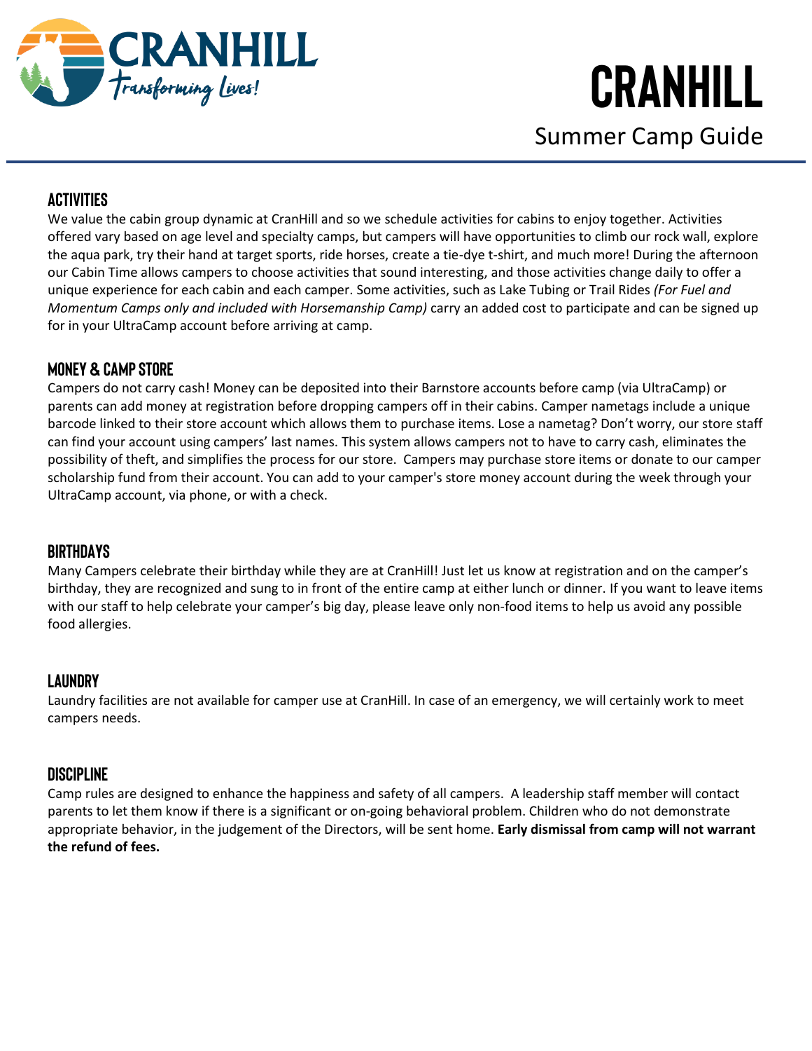# CRANHILL

## Summer Camp Guide

### ACTIVITIES

We value the cabin group dynamic at CranHill and so we schedule activities for cabins to enjoy together. Activities offered vary based on age level and specialty camps, but campers will have opportunities to climb our rock wall, explore the aqua park, try their hand at target sports, ride horses, create a tie-dye t-shirt, and much more! During the afternoon our Cabin Time allows campers to choose activities that sound interesting, and those activities change daily to offer a unique experience for each cabin and each camper. Some activities, such as Lake Tubing or Trail Rides *(For Fuel and Momentum Camps only and included with Horsemanship Camp)* carry an added cost to participate and can be signed up for in your UltraCamp account before arriving at camp.

### MONEY & CAMP STORE

Campers do not carry cash! Money can be deposited into their Barnstore accounts before camp (via UltraCamp) or parents can add money at registration before dropping campers off in their cabins. Camper nametags include a unique barcode linked to their store account which allows them to purchase items. Lose a nametag? Don't worry, our store staff can find your account using campers' last names. This system allows campers not to have to carry cash, eliminates the possibility of theft, and simplifies the process for our store. Campers may purchase store items or donate to our camper scholarship fund from their account. You can add to your camper's store money account during the week through your UltraCamp account, via phone, or with a check.

### BIRTHDAYS

Many Campers celebrate their birthday while they are at CranHill! Just let us know at registration and on the camper's birthday, they are recognized and sung to in front of the entire camp at either lunch or dinner. If you want to leave items with our staff to help celebrate your camper's big day, please leave only non-food items to help us avoid any possible food allergies.

### LAUNDRY

Laundry facilities are not available for camper use at CranHill. In case of an emergency, we will certainly work to meet campers needs.

### DISCIPLINE

Camp rules are designed to enhance the happiness and safety of all campers. A leadership staff member will contact parents to let them know if there is a significant or on-going behavioral problem. Children who do not demonstrate appropriate behavior, in the judgement of the Directors, will be sent home. **Early dismissal from camp will not warrant the refund of fees.**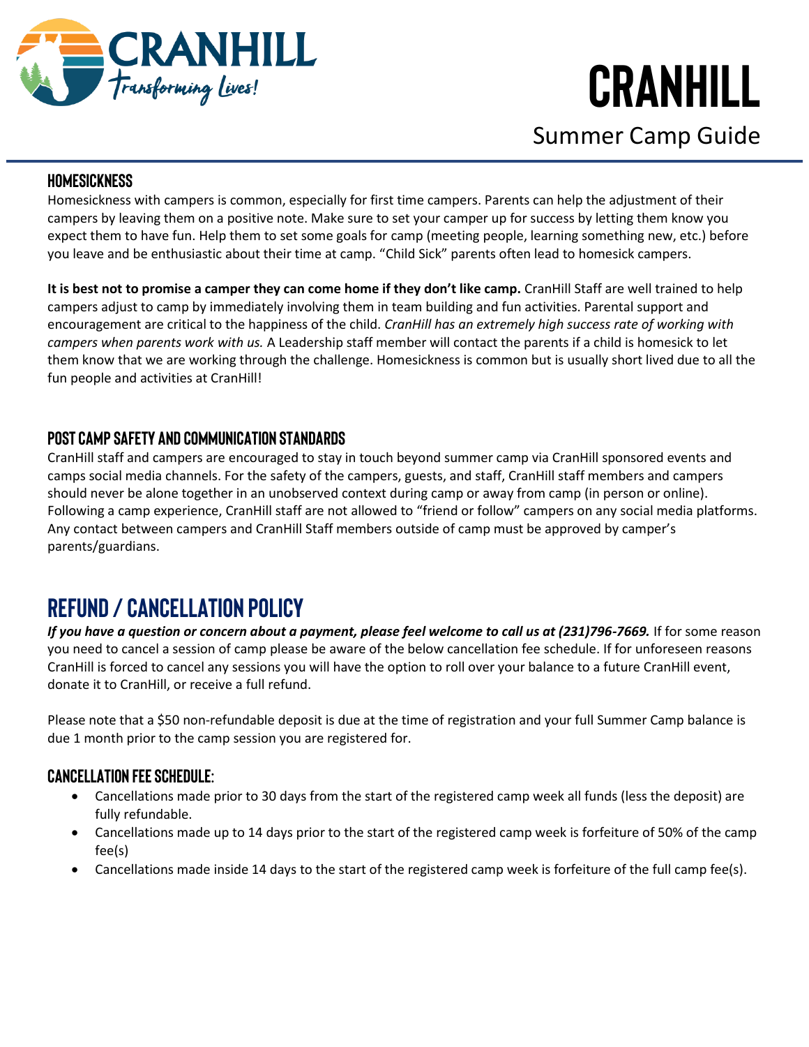## Homesickness

Homesickness with campers is common, especially for first time campers. Parents can help the adjustment of their campers by leaving them on a positive note. Make sure to set your camper up for success by letting them know you expect them to have fun. Help them to set some goals for camp (meeting people, learning something new, etc.) before you leave and be enthusiastic about their time at camp. "Child Sick" parents often lead to homesick campers.

**It is best not to promise a camper they can come home if they don't like camp.** CranHill Staff are well trained to help campers adjust to camp by immediately involving them in team building and fun activities. Parental support and encouragement are critical to the happiness of the child. *CranHill has an extremely high success rate of working with campers when parents work with us.* A Leadership staff member will contact the parents if a child is homesick to let them know that we are working through the challenge. Homesickness is common but is usually short lived due to all the fun people and activities at CranHill!

## Post Camp Safety and Communication Standards

CranHill staff and campers are encouraged to stay in touch beyond summer camp via CranHill sponsored events and camps social media channels. For the safety of the campers, guests, and staff, CranHill staff members and campers should never be alone together in an unobserved context during camp or away from camp (in person or online). Following a camp experience, CranHill staff are not allowed to "friend or follow" campers on any social media platforms. Any contact between campers and CranHill Staff members outside of camp must be approved by camper's parents/guardians.

# Refund / Cancellation Policy

***If you have a question or concern about a payment, please feel welcome to call us at (231)796-7669.*** If for some reason you need to cancel a session of camp please be aware of the below cancellation fee schedule. If for unforeseen reasons CranHill is forced to cancel any sessions you will have the option to roll over your balance to a future CranHill event, donate it to CranHill, or receive a full refund.

Please note that a $50 non-refundable deposit is due at the time of registration and your full Summer Camp balance is due 1 month prior to the camp session you are registered for.

## Cancellation Fee Schedule:

- Cancellations made prior to 30 days from the start of the registered camp week all funds (less the deposit) are fully refundable.
- Cancellations made up to 14 days prior to the start of the registered camp week is forfeiture of 50% of the camp fee(s)
- Cancellations made inside 14 days to the start of the registered camp week is forfeiture of the full camp fee(s).